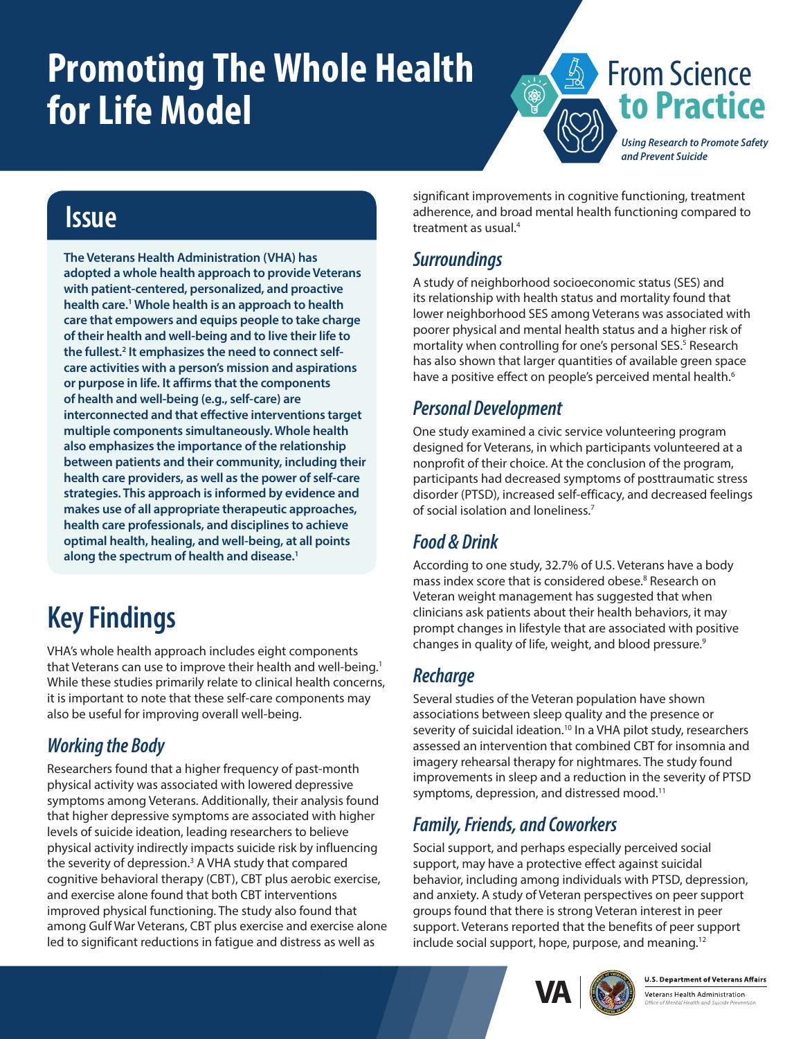# Promoting The Whole Health for Life Model

From Science to Practice

*Using Research to Promote Safety and Prevent Suicide*

## Issue

**The Veterans Health Administration (VHA) has adopted a whole health approach to provide Veterans with patient-centered, personalized, and proactive health care.[1] Whole health is an approach to health care that empowers and equips people to take charge of their health and well-being and to live their life to the fullest.[2] It emphasizes the need to connect self-care activities with a person's mission and aspirations or purpose in life. It affirms that the components of health and well-being (e.g., self-care) are interconnected and that effective interventions target multiple components simultaneously. Whole health also emphasizes the importance of the relationship between patients and their community, including their health care providers, as well as the power of self-care strategies. This approach is informed by evidence and makes use of all appropriate therapeutic approaches, health care professionals, and disciplines to achieve optimal health, healing, and well-being, at all points along the spectrum of health and disease.[1]**

## Key Findings

VHA's whole health approach includes eight components that Veterans can use to improve their health and well-being.[1] While these studies primarily relate to clinical health concerns, it is important to note that these self-care components may also be useful for improving overall well-being.

### *Working the Body*

Researchers found that a higher frequency of past-month physical activity was associated with lowered depressive symptoms among Veterans. Additionally, their analysis found that higher depressive symptoms are associated with higher levels of suicide ideation, leading researchers to believe physical activity indirectly impacts suicide risk by influencing the severity of depression.[3] A VHA study that compared cognitive behavioral therapy (CBT), CBT plus aerobic exercise, and exercise alone found that both CBT interventions improved physical functioning. The study also found that among Gulf War Veterans, CBT plus exercise and exercise alone led to significant reductions in fatigue and distress as well as significant improvements in cognitive functioning, treatment adherence, and broad mental health functioning compared to treatment as usual.[4]

### *Surroundings*

A study of neighborhood socioeconomic status (SES) and its relationship with health status and mortality found that lower neighborhood SES among Veterans was associated with poorer physical and mental health status and a higher risk of mortality when controlling for one's personal SES.[5] Research has also shown that larger quantities of available green space have a positive effect on people's perceived mental health.[6]

### *Personal Development*

One study examined a civic service volunteering program designed for Veterans, in which participants volunteered at a nonprofit of their choice. At the conclusion of the program, participants had decreased symptoms of posttraumatic stress disorder (PTSD), increased self-efficacy, and decreased feelings of social isolation and loneliness.[7]

### *Food & Drink*

According to one study, 32.7% of U.S. Veterans have a body mass index score that is considered obese.[8] Research on Veteran weight management has suggested that when clinicians ask patients about their health behaviors, it may prompt changes in lifestyle that are associated with positive changes in quality of life, weight, and blood pressure.[9]

### *Recharge*

Several studies of the Veteran population have shown associations between sleep quality and the presence or severity of suicidal ideation.[10] In a VHA pilot study, researchers assessed an intervention that combined CBT for insomnia and imagery rehearsal therapy for nightmares. The study found improvements in sleep and a reduction in the severity of PTSD symptoms, depression, and distressed mood.[11]

### *Family, Friends, and Coworkers*

Social support, and perhaps especially perceived social support, may have a protective effect against suicidal behavior, including among individuals with PTSD, depression, and anxiety. A study of Veteran perspectives on peer support groups found that there is strong Veteran interest in peer support. Veterans reported that the benefits of peer support include social support, hope, purpose, and meaning.[12]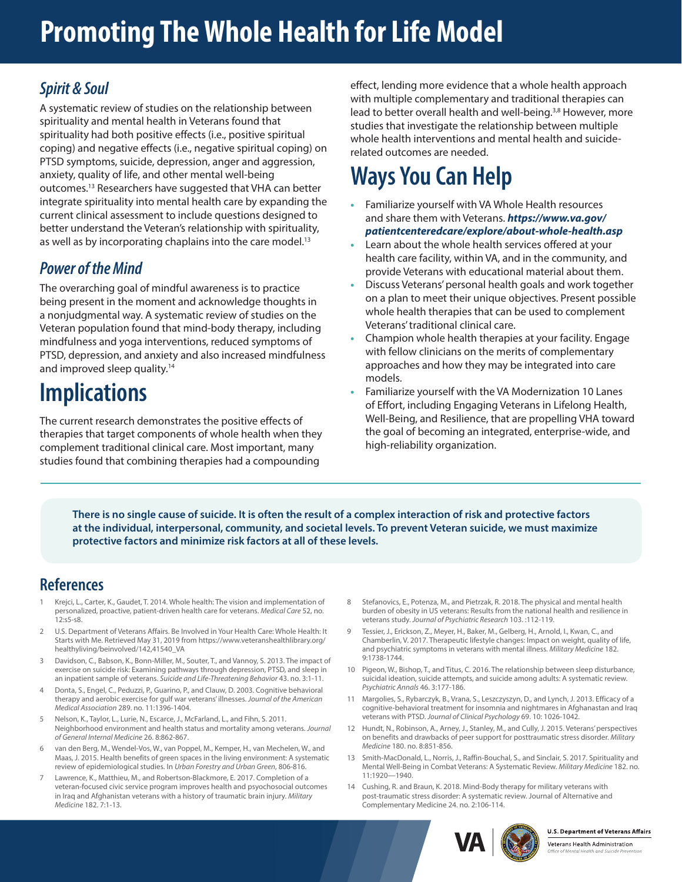# Promoting The Whole Health for Life Model

## *Spirit & Soul*

A systematic review of studies on the relationship between spirituality and mental health in Veterans found that spirituality had both positive effects (i.e., positive spiritual coping) and negative effects (i.e., negative spiritual coping) on PTSD symptoms, suicide, depression, anger and aggression, anxiety, quality of life, and other mental well-being outcomes.[13] Researchers have suggested that VHA can better integrate spirituality into mental health care by expanding the current clinical assessment to include questions designed to better understand the Veteran's relationship with spirituality, as well as by incorporating chaplains into the care model.[13]

## *Power of the Mind*

The overarching goal of mindful awareness is to practice being present in the moment and acknowledge thoughts in a nonjudgmental way. A systematic review of studies on the Veteran population found that mind-body therapy, including mindfulness and yoga interventions, reduced symptoms of PTSD, depression, and anxiety and also increased mindfulness and improved sleep quality.[14]

# Implications

The current research demonstrates the positive effects of therapies that target components of whole health when they complement traditional clinical care. Most important, many studies found that combining therapies had a compounding effect, lending more evidence that a whole health approach with multiple complementary and traditional therapies can lead to better overall health and well-being.[3,8] However, more studies that investigate the relationship between multiple whole health interventions and mental health and suicide-related outcomes are needed.

# Ways You Can Help

- Familiarize yourself with VA Whole Health resources and share them with Veterans. ***https://www.va.gov/patientcenteredcare/explore/about-whole-health.asp***
- Learn about the whole health services offered at your health care facility, within VA, and in the community, and provide Veterans with educational material about them.
- Discuss Veterans' personal health goals and work together on a plan to meet their unique objectives. Present possible whole health therapies that can be used to complement Veterans' traditional clinical care.
- Champion whole health therapies at your facility. Engage with fellow clinicians on the merits of complementary approaches and how they may be integrated into care models.
- Familiarize yourself with the VA Modernization 10 Lanes of Effort, including Engaging Veterans in Lifelong Health, Well-Being, and Resilience, that are propelling VHA toward the goal of becoming an integrated, enterprise-wide, and high-reliability organization.

**There is no single cause of suicide. It is often the result of a complex interaction of risk and protective factors at the individual, interpersonal, community, and societal levels. To prevent Veteran suicide, we must maximize protective factors and minimize risk factors at all of these levels.**

## References

1. Krejci, L., Carter, K., Gaudet, T. 2014. Whole health: The vision and implementation of personalized, proactive, patient-driven health care for veterans. *Medical Care* 52, no. 12:s5-s8.
2. U.S. Department of Veterans Affairs. Be Involved in Your Health Care: Whole Health: It Starts with Me. Retrieved May 31, 2019 from https://www.veteranshealthlibrary.org/healthyliving/beinvolved/142,41540_VA
3. Davidson, C., Babson, K., Bonn-Miller, M., Souter, T., and Vannoy, S. 2013. The impact of exercise on suicide risk: Examining pathways through depression, PTSD, and sleep in an inpatient sample of veterans. *Suicide and Life-Threatening Behavior* 43. no. 3:1-11.
4. Donta, S., Engel, C., Peduzzi, P., Guarino, P., and Clauw, D. 2003. Cognitive behavioral therapy and aerobic exercise for gulf war veterans' illnesses. *Journal of the American Medical Association* 289. no. 11:1396-1404.
5. Nelson, K., Taylor, L., Lurie, N., Escarce, J., McFarland, L., and Fihn, S. 2011. Neighborhood environment and health status and mortality among veterans. *Journal of General Internal Medicine* 26. 8:862-867.
6. van den Berg, M., Wendel-Vos, W., van Poppel, M., Kemper, H., van Mechelen, W., and Maas, J. 2015. Health benefits of green spaces in the living environment: A systematic review of epidemiological studies. In *Urban Forestry and Urban Green*, 806-816.
7. Lawrence, K., Matthieu, M., and Robertson-Blackmore, E. 2017. Completion of a veteran-focused civic service program improves health and psychosocial outcomes in Iraq and Afghanistan veterans with a history of traumatic brain injury. *Military Medicine* 182. 7:1-13.
8. Stefanovics, E., Potenza, M., and Pietrzak, R. 2018. The physical and mental health burden of obesity in US veterans: Results from the national health and resilience in veterans study. *Journal of Psychiatric Research* 103. :112-119.
9. Tessier, J., Erickson, Z., Meyer, H., Baker, M., Gelberg, H., Arnold, I., Kwan, C., and Chamberlin, V. 2017. Therapeutic lifestyle changes: Impact on weight, quality of life, and psychiatric symptoms in veterans with mental illness. *Military Medicine* 182. 9:1738-1744.
10. Pigeon, W., Bishop, T., and Titus, C. 2016. The relationship between sleep disturbance, suicidal ideation, suicide attempts, and suicide among adults: A systematic review. *Psychiatric Annals* 46. 3:177-186.
11. Margolies, S., Rybarczyk, B., Vrana, S., Leszczyszyn, D., and Lynch, J. 2013. Efficacy of a cognitive-behavioral treatment for insomnia and nightmares in Afghanistan and Iraq veterans with PTSD. *Journal of Clinical Psychology* 69. 10: 1026-1042.
12. Hundt, N., Robinson, A., Arney, J., Stanley, M., and Cully, J. 2015. Veterans' perspectives on benefits and drawbacks of peer support for posttraumatic stress disorder. *Military Medicine* 180. no. 8:851-856.
13. Smith-MacDonald, L., Norris, J., Raffin-Bouchal, S., and Sinclair, S. 2017. Spirituality and Mental Well-Being in Combat Veterans: A Systematic Review. *Military Medicine* 182. no. 11:1920—1940.
14. Cushing, R. and Braun, K. 2018. Mind-Body therapy for military veterans with post-traumatic stress disorder: A systematic review. Journal of Alternative and Complementary Medicine 24. no. 2:106-114.

**U.S. Department of Veterans Affairs**
Veterans Health Administration
*Office of Mental Health and Suicide Prevention*